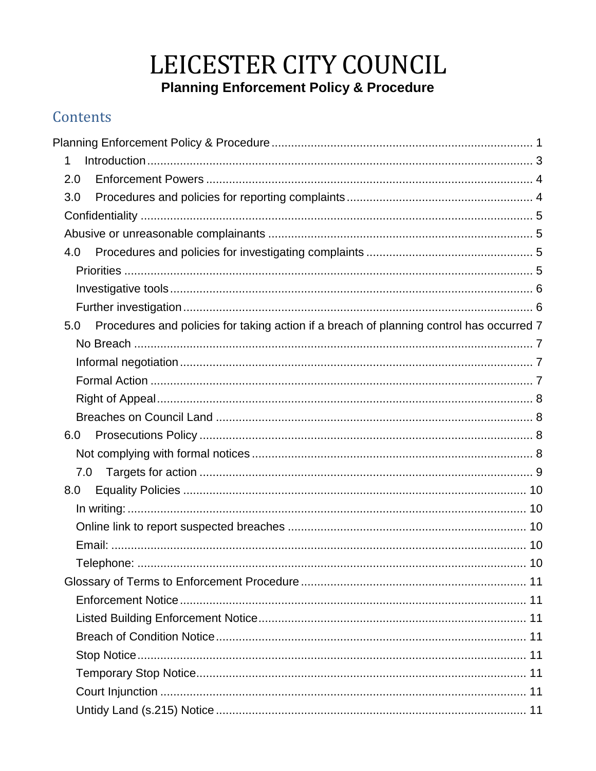# LEICESTER CITY COUNCIL

**Planning Enforcement Policy & Procedure**

## Contents

Planning Enforcement Policy & Procedure ........................................................ 1

- 1 Introduction ........................................................ 3
- 2.0 Enforcement Powers ........................................................ 4
- 3.0 Procedures and policies for reporting complaints ........................................................ 4
- Confidentiality ........................................................ 5
- Abusive or unreasonable complainants ........................................................ 5
- 4.0 Procedures and policies for investigating complaints ........................................................ 5
  - Priorities ........................................................ 5
  - Investigative tools ........................................................ 6
  - Further investigation ........................................................ 6
- 5.0 Procedures and policies for taking action if a breach of planning control has occurred 7
  - No Breach ........................................................ 7
  - Informal negotiation ........................................................ 7
  - Formal Action ........................................................ 7
  - Right of Appeal ........................................................ 8
  - Breaches on Council Land ........................................................ 8
- 6.0 Prosecutions Policy ........................................................ 8
  - Not complying with formal notices ........................................................ 8
  - 7.0 Targets for action ........................................................ 9
- 8.0 Equality Policies ........................................................ 10
  - In writing: ........................................................ 10
  - Online link to report suspected breaches ........................................................ 10
  - Email: ........................................................ 10
  - Telephone: ........................................................ 10
- Glossary of Terms to Enforcement Procedure ........................................................ 11
  - Enforcement Notice ........................................................ 11
  - Listed Building Enforcement Notice ........................................................ 11
  - Breach of Condition Notice ........................................................ 11
  - Stop Notice ........................................................ 11
  - Temporary Stop Notice ........................................................ 11
  - Court Injunction ........................................................ 11
  - Untidy Land (s.215) Notice ........................................................ 11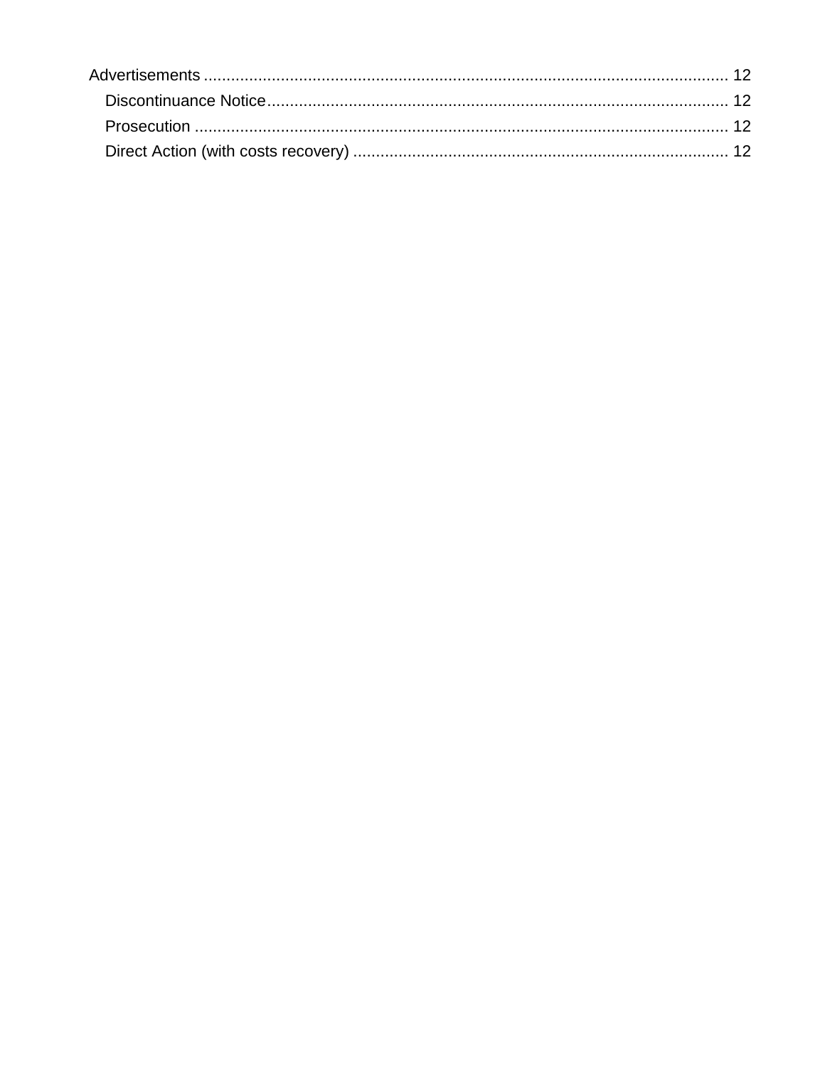Advertisements ........................................................................................................ 12

- Discontinuance Notice........................................................................................ 12
- Prosecution ........................................................................................................ 12
- Direct Action (with costs recovery) ..................................................................... 12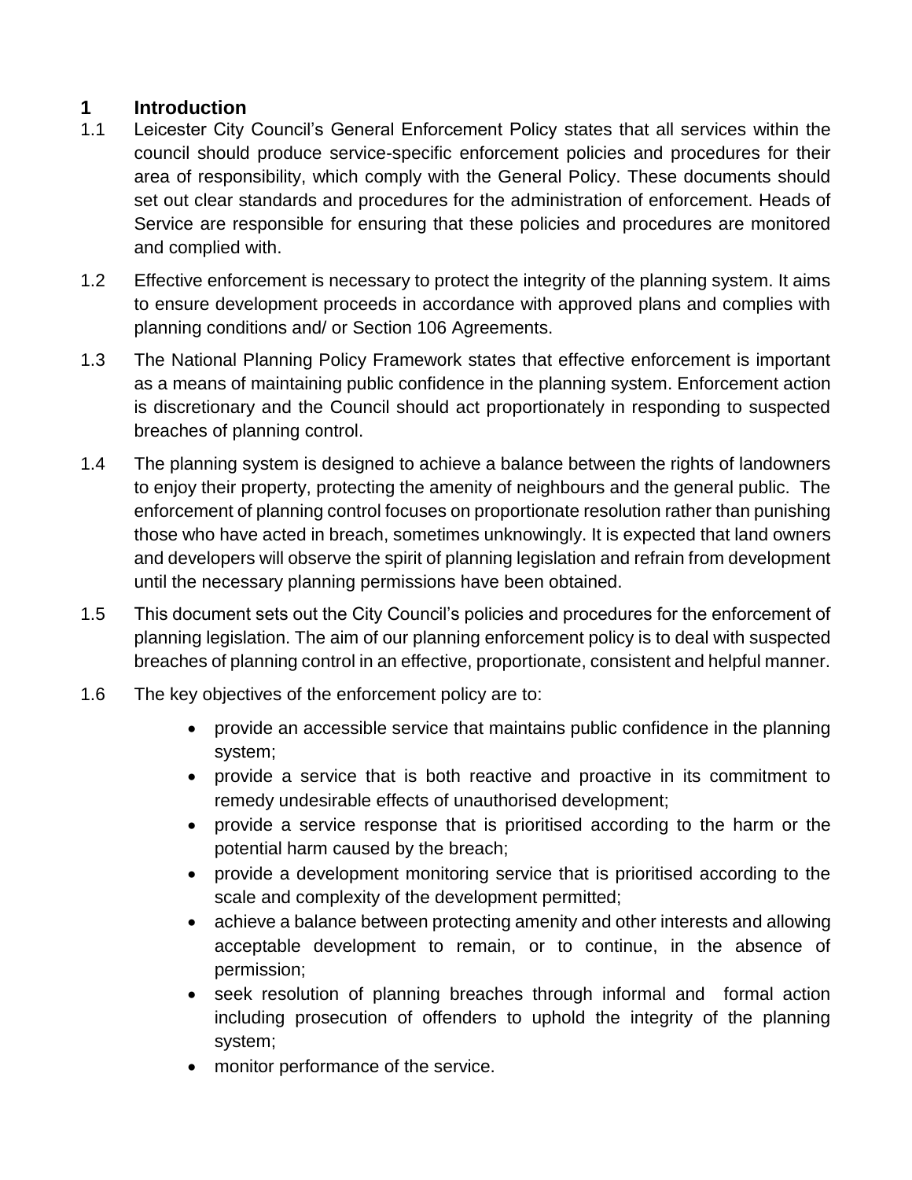# 1 Introduction

1.1 Leicester City Council's General Enforcement Policy states that all services within the council should produce service-specific enforcement policies and procedures for their area of responsibility, which comply with the General Policy. These documents should set out clear standards and procedures for the administration of enforcement. Heads of Service are responsible for ensuring that these policies and procedures are monitored and complied with.

1.2 Effective enforcement is necessary to protect the integrity of the planning system. It aims to ensure development proceeds in accordance with approved plans and complies with planning conditions and/ or Section 106 Agreements.

1.3 The National Planning Policy Framework states that effective enforcement is important as a means of maintaining public confidence in the planning system. Enforcement action is discretionary and the Council should act proportionately in responding to suspected breaches of planning control.

1.4 The planning system is designed to achieve a balance between the rights of landowners to enjoy their property, protecting the amenity of neighbours and the general public. The enforcement of planning control focuses on proportionate resolution rather than punishing those who have acted in breach, sometimes unknowingly. It is expected that land owners and developers will observe the spirit of planning legislation and refrain from development until the necessary planning permissions have been obtained.

1.5 This document sets out the City Council's policies and procedures for the enforcement of planning legislation. The aim of our planning enforcement policy is to deal with suspected breaches of planning control in an effective, proportionate, consistent and helpful manner.

1.6 The key objectives of the enforcement policy are to:

- provide an accessible service that maintains public confidence in the planning system;
- provide a service that is both reactive and proactive in its commitment to remedy undesirable effects of unauthorised development;
- provide a service response that is prioritised according to the harm or the potential harm caused by the breach;
- provide a development monitoring service that is prioritised according to the scale and complexity of the development permitted;
- achieve a balance between protecting amenity and other interests and allowing acceptable development to remain, or to continue, in the absence of permission;
- seek resolution of planning breaches through informal and formal action including prosecution of offenders to uphold the integrity of the planning system;
- monitor performance of the service.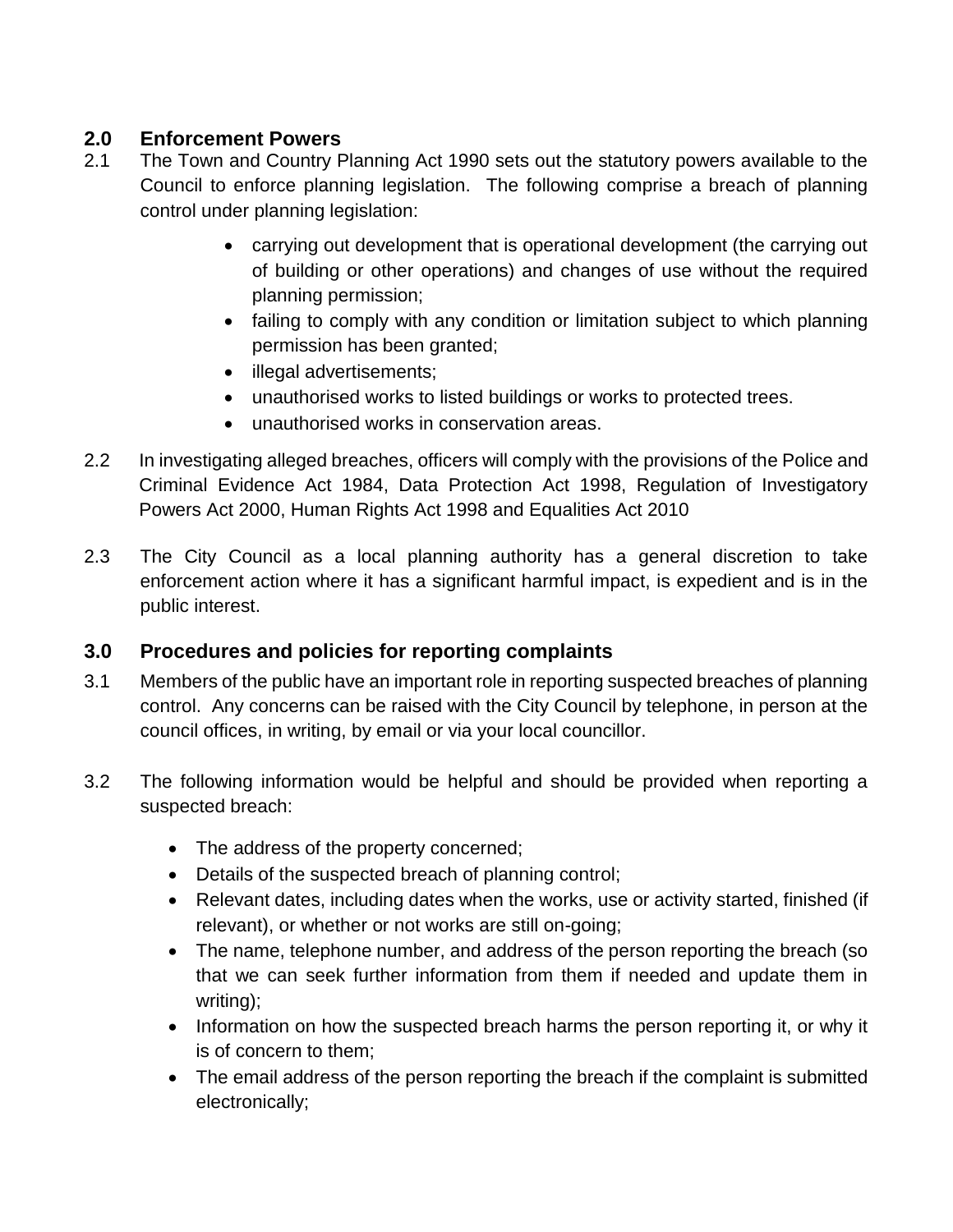## 2.0 Enforcement Powers

2.1 The Town and Country Planning Act 1990 sets out the statutory powers available to the Council to enforce planning legislation. The following comprise a breach of planning control under planning legislation:

- carrying out development that is operational development (the carrying out of building or other operations) and changes of use without the required planning permission;
- failing to comply with any condition or limitation subject to which planning permission has been granted;
- illegal advertisements;
- unauthorised works to listed buildings or works to protected trees.
- unauthorised works in conservation areas.

2.2 In investigating alleged breaches, officers will comply with the provisions of the Police and Criminal Evidence Act 1984, Data Protection Act 1998, Regulation of Investigatory Powers Act 2000, Human Rights Act 1998 and Equalities Act 2010

2.3 The City Council as a local planning authority has a general discretion to take enforcement action where it has a significant harmful impact, is expedient and is in the public interest.

## 3.0 Procedures and policies for reporting complaints

3.1 Members of the public have an important role in reporting suspected breaches of planning control. Any concerns can be raised with the City Council by telephone, in person at the council offices, in writing, by email or via your local councillor.

3.2 The following information would be helpful and should be provided when reporting a suspected breach:

- The address of the property concerned;
- Details of the suspected breach of planning control;
- Relevant dates, including dates when the works, use or activity started, finished (if relevant), or whether or not works are still on-going;
- The name, telephone number, and address of the person reporting the breach (so that we can seek further information from them if needed and update them in writing);
- Information on how the suspected breach harms the person reporting it, or why it is of concern to them;
- The email address of the person reporting the breach if the complaint is submitted electronically;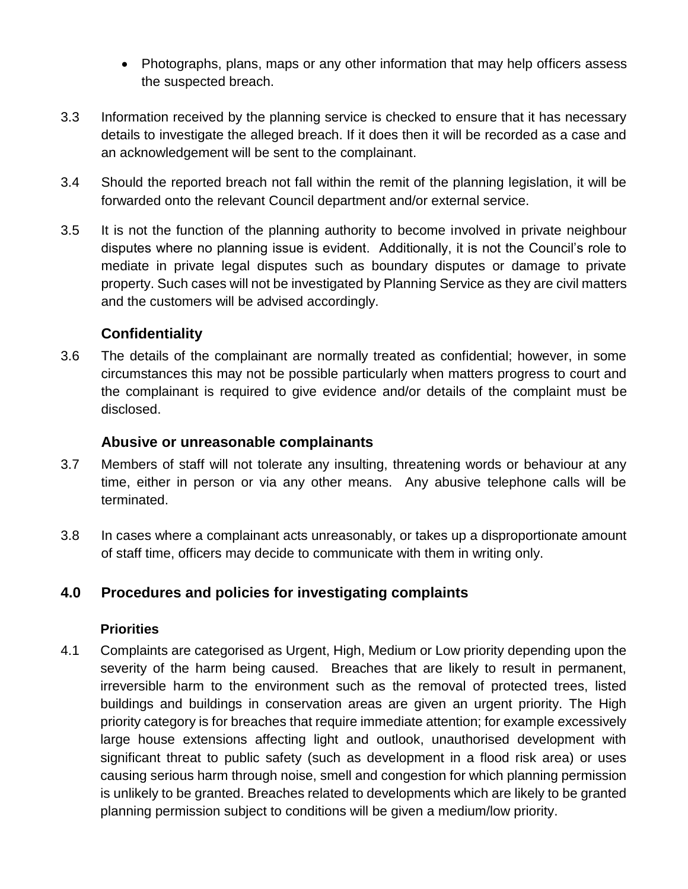- Photographs, plans, maps or any other information that may help officers assess the suspected breach.

3.3 Information received by the planning service is checked to ensure that it has necessary details to investigate the alleged breach. If it does then it will be recorded as a case and an acknowledgement will be sent to the complainant.

3.4 Should the reported breach not fall within the remit of the planning legislation, it will be forwarded onto the relevant Council department and/or external service.

3.5 It is not the function of the planning authority to become involved in private neighbour disputes where no planning issue is evident. Additionally, it is not the Council's role to mediate in private legal disputes such as boundary disputes or damage to private property. Such cases will not be investigated by Planning Service as they are civil matters and the customers will be advised accordingly.

### Confidentiality

3.6 The details of the complainant are normally treated as confidential; however, in some circumstances this may not be possible particularly when matters progress to court and the complainant is required to give evidence and/or details of the complaint must be disclosed.

### Abusive or unreasonable complainants

3.7 Members of staff will not tolerate any insulting, threatening words or behaviour at any time, either in person or via any other means. Any abusive telephone calls will be terminated.

3.8 In cases where a complainant acts unreasonably, or takes up a disproportionate amount of staff time, officers may decide to communicate with them in writing only.

## 4.0 Procedures and policies for investigating complaints

### Priorities

4.1 Complaints are categorised as Urgent, High, Medium or Low priority depending upon the severity of the harm being caused. Breaches that are likely to result in permanent, irreversible harm to the environment such as the removal of protected trees, listed buildings and buildings in conservation areas are given an urgent priority. The High priority category is for breaches that require immediate attention; for example excessively large house extensions affecting light and outlook, unauthorised development with significant threat to public safety (such as development in a flood risk area) or uses causing serious harm through noise, smell and congestion for which planning permission is unlikely to be granted. Breaches related to developments which are likely to be granted planning permission subject to conditions will be given a medium/low priority.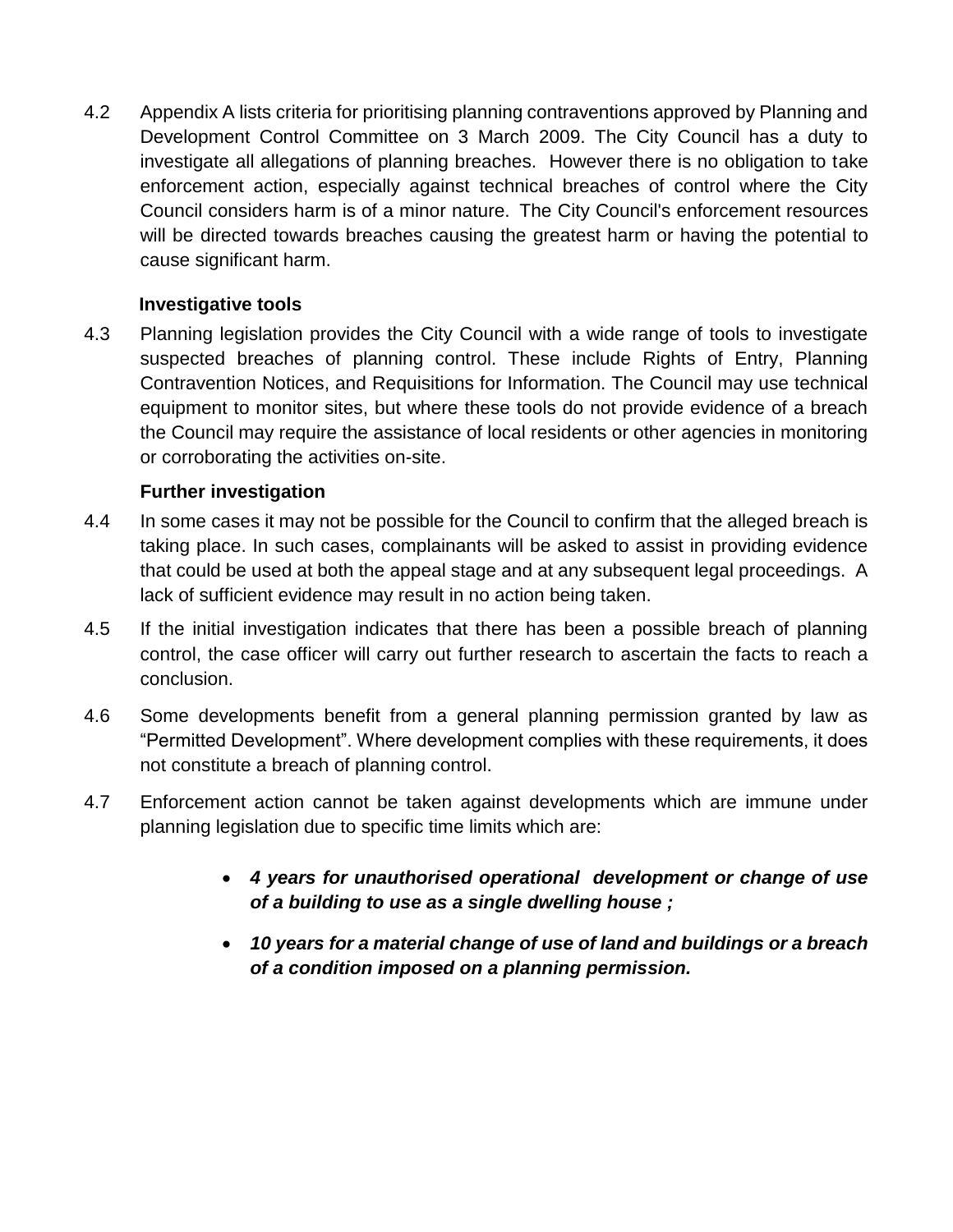4.2 Appendix A lists criteria for prioritising planning contraventions approved by Planning and Development Control Committee on 3 March 2009. The City Council has a duty to investigate all allegations of planning breaches. However there is no obligation to take enforcement action, especially against technical breaches of control where the City Council considers harm is of a minor nature. The City Council's enforcement resources will be directed towards breaches causing the greatest harm or having the potential to cause significant harm.

### Investigative tools

4.3 Planning legislation provides the City Council with a wide range of tools to investigate suspected breaches of planning control. These include Rights of Entry, Planning Contravention Notices, and Requisitions for Information. The Council may use technical equipment to monitor sites, but where these tools do not provide evidence of a breach the Council may require the assistance of local residents or other agencies in monitoring or corroborating the activities on-site.

### Further investigation

4.4 In some cases it may not be possible for the Council to confirm that the alleged breach is taking place. In such cases, complainants will be asked to assist in providing evidence that could be used at both the appeal stage and at any subsequent legal proceedings. A lack of sufficient evidence may result in no action being taken.

4.5 If the initial investigation indicates that there has been a possible breach of planning control, the case officer will carry out further research to ascertain the facts to reach a conclusion.

4.6 Some developments benefit from a general planning permission granted by law as "Permitted Development". Where development complies with these requirements, it does not constitute a breach of planning control.

4.7 Enforcement action cannot be taken against developments which are immune under planning legislation due to specific time limits which are:

- ***4 years for unauthorised operational development or change of use of a building to use as a single dwelling house ;***
- ***10 years for a material change of use of land and buildings or a breach of a condition imposed on a planning permission.***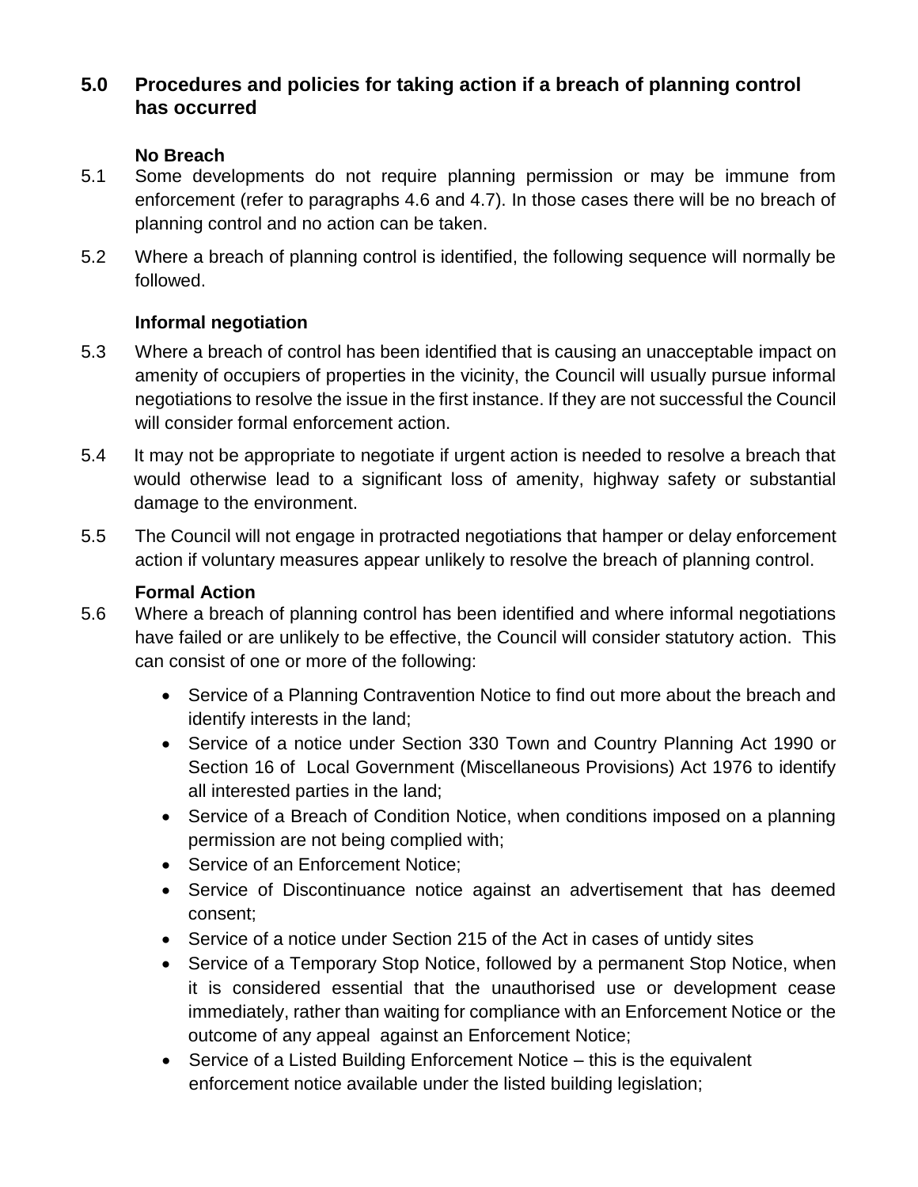## 5.0 Procedures and policies for taking action if a breach of planning control has occurred

**No Breach**

5.1 Some developments do not require planning permission or may be immune from enforcement (refer to paragraphs 4.6 and 4.7). In those cases there will be no breach of planning control and no action can be taken.

5.2 Where a breach of planning control is identified, the following sequence will normally be followed.

**Informal negotiation**

5.3 Where a breach of control has been identified that is causing an unacceptable impact on amenity of occupiers of properties in the vicinity, the Council will usually pursue informal negotiations to resolve the issue in the first instance. If they are not successful the Council will consider formal enforcement action.

5.4 It may not be appropriate to negotiate if urgent action is needed to resolve a breach that would otherwise lead to a significant loss of amenity, highway safety or substantial damage to the environment.

5.5 The Council will not engage in protracted negotiations that hamper or delay enforcement action if voluntary measures appear unlikely to resolve the breach of planning control.

**Formal Action**

5.6 Where a breach of planning control has been identified and where informal negotiations have failed or are unlikely to be effective, the Council will consider statutory action. This can consist of one or more of the following:

- Service of a Planning Contravention Notice to find out more about the breach and identify interests in the land;
- Service of a notice under Section 330 Town and Country Planning Act 1990 or Section 16 of Local Government (Miscellaneous Provisions) Act 1976 to identify all interested parties in the land;
- Service of a Breach of Condition Notice, when conditions imposed on a planning permission are not being complied with;
- Service of an Enforcement Notice;
- Service of Discontinuance notice against an advertisement that has deemed consent;
- Service of a notice under Section 215 of the Act in cases of untidy sites
- Service of a Temporary Stop Notice, followed by a permanent Stop Notice, when it is considered essential that the unauthorised use or development cease immediately, rather than waiting for compliance with an Enforcement Notice or the outcome of any appeal against an Enforcement Notice;
- Service of a Listed Building Enforcement Notice – this is the equivalent enforcement notice available under the listed building legislation;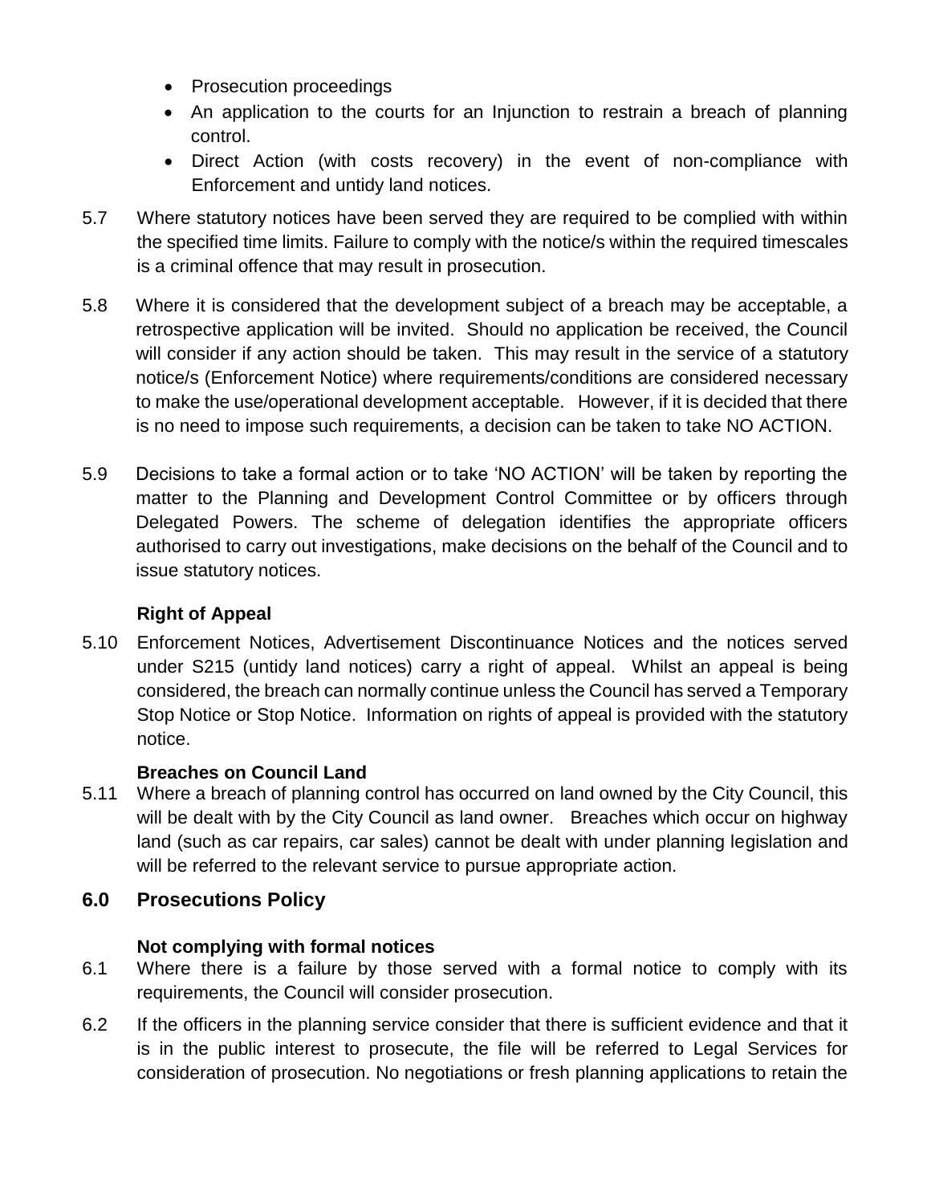- Prosecution proceedings
- An application to the courts for an Injunction to restrain a breach of planning control.
- Direct Action (with costs recovery) in the event of non-compliance with Enforcement and untidy land notices.

5.7 Where statutory notices have been served they are required to be complied with within the specified time limits. Failure to comply with the notice/s within the required timescales is a criminal offence that may result in prosecution.

5.8 Where it is considered that the development subject of a breach may be acceptable, a retrospective application will be invited. Should no application be received, the Council will consider if any action should be taken. This may result in the service of a statutory notice/s (Enforcement Notice) where requirements/conditions are considered necessary to make the use/operational development acceptable. However, if it is decided that there is no need to impose such requirements, a decision can be taken to take NO ACTION.

5.9 Decisions to take a formal action or to take 'NO ACTION' will be taken by reporting the matter to the Planning and Development Control Committee or by officers through Delegated Powers. The scheme of delegation identifies the appropriate officers authorised to carry out investigations, make decisions on the behalf of the Council and to issue statutory notices.

**Right of Appeal**

5.10 Enforcement Notices, Advertisement Discontinuance Notices and the notices served under S215 (untidy land notices) carry a right of appeal. Whilst an appeal is being considered, the breach can normally continue unless the Council has served a Temporary Stop Notice or Stop Notice. Information on rights of appeal is provided with the statutory notice.

**Breaches on Council Land**

5.11 Where a breach of planning control has occurred on land owned by the City Council, this will be dealt with by the City Council as land owner. Breaches which occur on highway land (such as car repairs, car sales) cannot be dealt with under planning legislation and will be referred to the relevant service to pursue appropriate action.

## 6.0 Prosecutions Policy

**Not complying with formal notices**

6.1 Where there is a failure by those served with a formal notice to comply with its requirements, the Council will consider prosecution.

6.2 If the officers in the planning service consider that there is sufficient evidence and that it is in the public interest to prosecute, the file will be referred to Legal Services for consideration of prosecution. No negotiations or fresh planning applications to retain the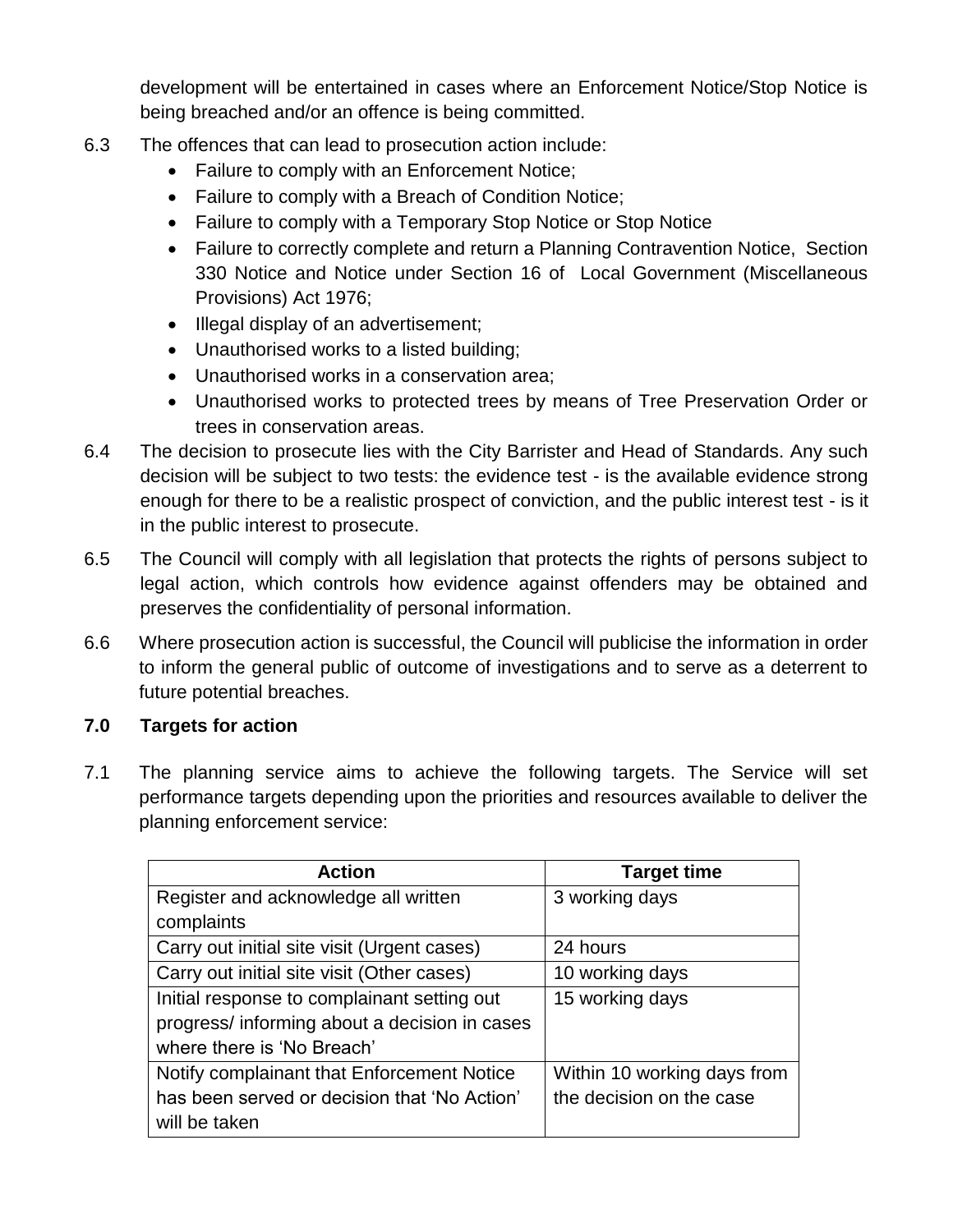development will be entertained in cases where an Enforcement Notice/Stop Notice is being breached and/or an offence is being committed.

6.3 The offences that can lead to prosecution action include:

- Failure to comply with an Enforcement Notice;
- Failure to comply with a Breach of Condition Notice;
- Failure to comply with a Temporary Stop Notice or Stop Notice
- Failure to correctly complete and return a Planning Contravention Notice, Section 330 Notice and Notice under Section 16 of Local Government (Miscellaneous Provisions) Act 1976;
- Illegal display of an advertisement;
- Unauthorised works to a listed building;
- Unauthorised works in a conservation area;
- Unauthorised works to protected trees by means of Tree Preservation Order or trees in conservation areas.

6.4 The decision to prosecute lies with the City Barrister and Head of Standards. Any such decision will be subject to two tests: the evidence test - is the available evidence strong enough for there to be a realistic prospect of conviction, and the public interest test - is it in the public interest to prosecute.

6.5 The Council will comply with all legislation that protects the rights of persons subject to legal action, which controls how evidence against offenders may be obtained and preserves the confidentiality of personal information.

6.6 Where prosecution action is successful, the Council will publicise the information in order to inform the general public of outcome of investigations and to serve as a deterrent to future potential breaches.

## 7.0 Targets for action

7.1 The planning service aims to achieve the following targets. The Service will set performance targets depending upon the priorities and resources available to deliver the planning enforcement service:

| Action | Target time |
|---|---|
| Register and acknowledge all written complaints | 3 working days |
| Carry out initial site visit (Urgent cases) | 24 hours |
| Carry out initial site visit (Other cases) | 10 working days |
| Initial response to complainant setting out progress/ informing about a decision in cases where there is 'No Breach' | 15 working days |
| Notify complainant that Enforcement Notice has been served or decision that 'No Action' will be taken | Within 10 working days from the decision on the case |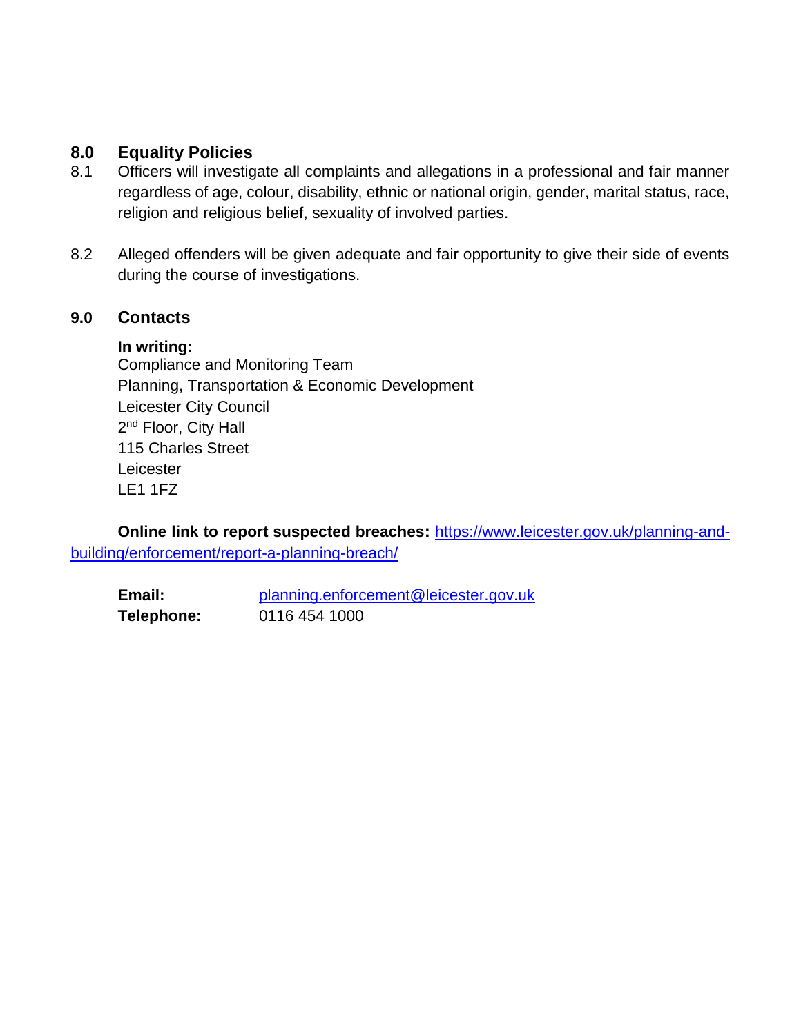## 8.0 Equality Policies

8.1 Officers will investigate all complaints and allegations in a professional and fair manner regardless of age, colour, disability, ethnic or national origin, gender, marital status, race, religion and religious belief, sexuality of involved parties.

8.2 Alleged offenders will be given adequate and fair opportunity to give their side of events during the course of investigations.

## 9.0 Contacts

**In writing:**
Compliance and Monitoring Team
Planning, Transportation & Economic Development
Leicester City Council
2nd Floor, City Hall
115 Charles Street
Leicester
LE1 1FZ

**Online link to report suspected breaches:** https://www.leicester.gov.uk/planning-and-building/enforcement/report-a-planning-breach/

**Email:** planning.enforcement@leicester.gov.uk
**Telephone:** 0116 454 1000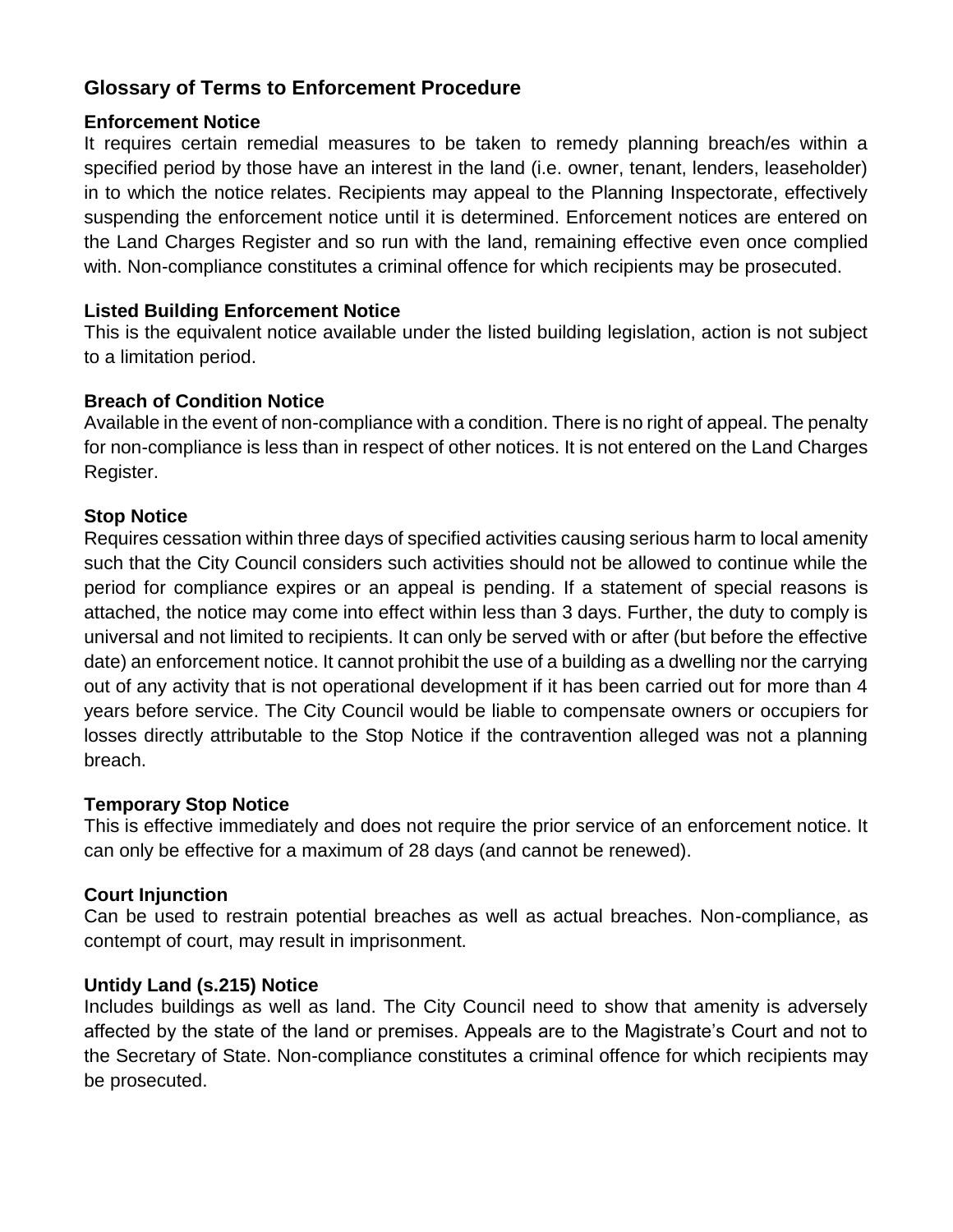## Glossary of Terms to Enforcement Procedure

### Enforcement Notice

It requires certain remedial measures to be taken to remedy planning breach/es within a specified period by those have an interest in the land (i.e. owner, tenant, lenders, leaseholder) in to which the notice relates. Recipients may appeal to the Planning Inspectorate, effectively suspending the enforcement notice until it is determined. Enforcement notices are entered on the Land Charges Register and so run with the land, remaining effective even once complied with. Non-compliance constitutes a criminal offence for which recipients may be prosecuted.

### Listed Building Enforcement Notice

This is the equivalent notice available under the listed building legislation, action is not subject to a limitation period.

### Breach of Condition Notice

Available in the event of non-compliance with a condition. There is no right of appeal. The penalty for non-compliance is less than in respect of other notices. It is not entered on the Land Charges Register.

### Stop Notice

Requires cessation within three days of specified activities causing serious harm to local amenity such that the City Council considers such activities should not be allowed to continue while the period for compliance expires or an appeal is pending. If a statement of special reasons is attached, the notice may come into effect within less than 3 days. Further, the duty to comply is universal and not limited to recipients. It can only be served with or after (but before the effective date) an enforcement notice. It cannot prohibit the use of a building as a dwelling nor the carrying out of any activity that is not operational development if it has been carried out for more than 4 years before service. The City Council would be liable to compensate owners or occupiers for losses directly attributable to the Stop Notice if the contravention alleged was not a planning breach.

### Temporary Stop Notice

This is effective immediately and does not require the prior service of an enforcement notice. It can only be effective for a maximum of 28 days (and cannot be renewed).

### Court Injunction

Can be used to restrain potential breaches as well as actual breaches. Non-compliance, as contempt of court, may result in imprisonment.

### Untidy Land (s.215) Notice

Includes buildings as well as land. The City Council need to show that amenity is adversely affected by the state of the land or premises. Appeals are to the Magistrate's Court and not to the Secretary of State. Non-compliance constitutes a criminal offence for which recipients may be prosecuted.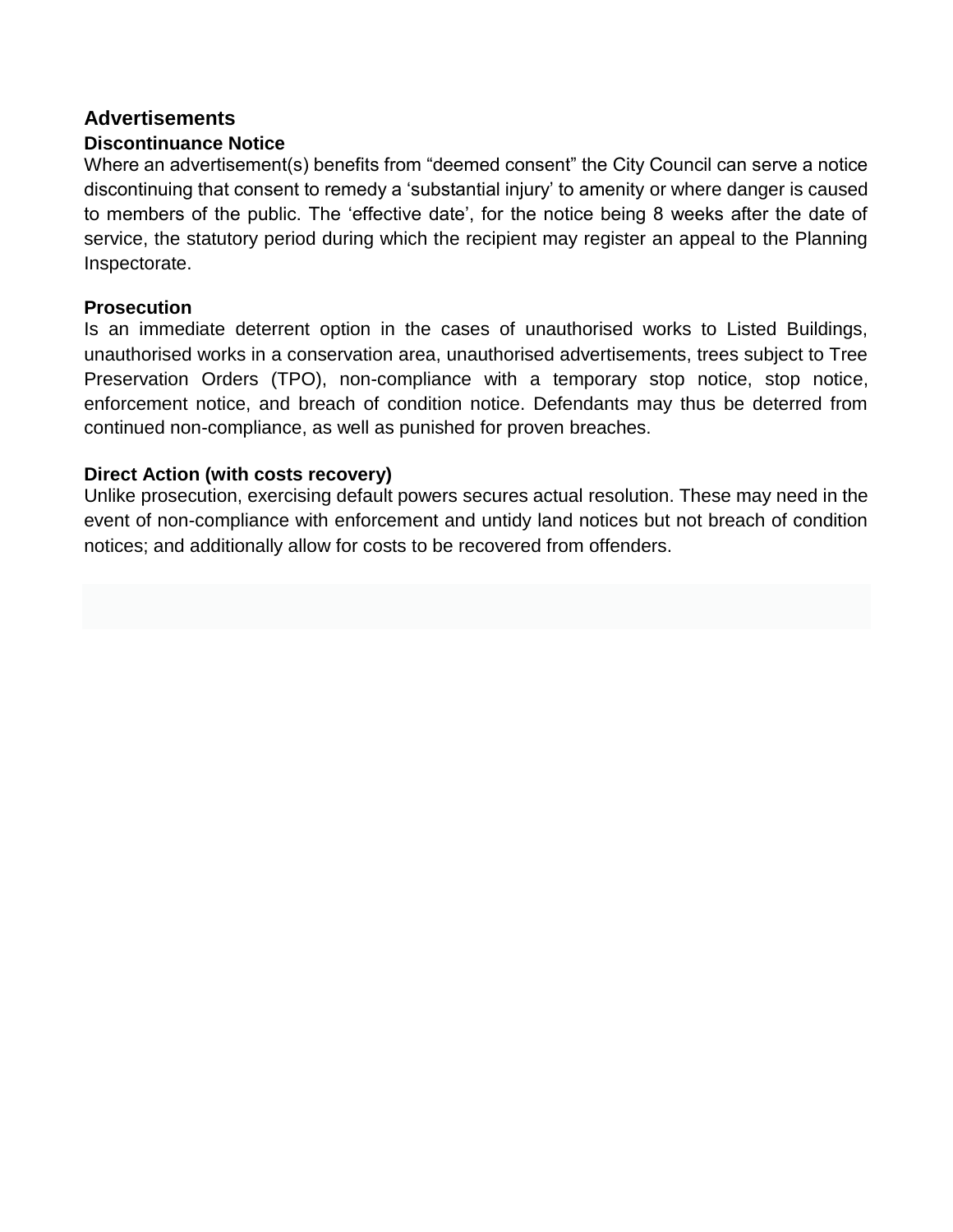## Advertisements

### Discontinuance Notice

Where an advertisement(s) benefits from "deemed consent" the City Council can serve a notice discontinuing that consent to remedy a 'substantial injury' to amenity or where danger is caused to members of the public. The 'effective date', for the notice being 8 weeks after the date of service, the statutory period during which the recipient may register an appeal to the Planning Inspectorate.

### Prosecution

Is an immediate deterrent option in the cases of unauthorised works to Listed Buildings, unauthorised works in a conservation area, unauthorised advertisements, trees subject to Tree Preservation Orders (TPO), non-compliance with a temporary stop notice, stop notice, enforcement notice, and breach of condition notice. Defendants may thus be deterred from continued non-compliance, as well as punished for proven breaches.

### Direct Action (with costs recovery)

Unlike prosecution, exercising default powers secures actual resolution. These may need in the event of non-compliance with enforcement and untidy land notices but not breach of condition notices; and additionally allow for costs to be recovered from offenders.